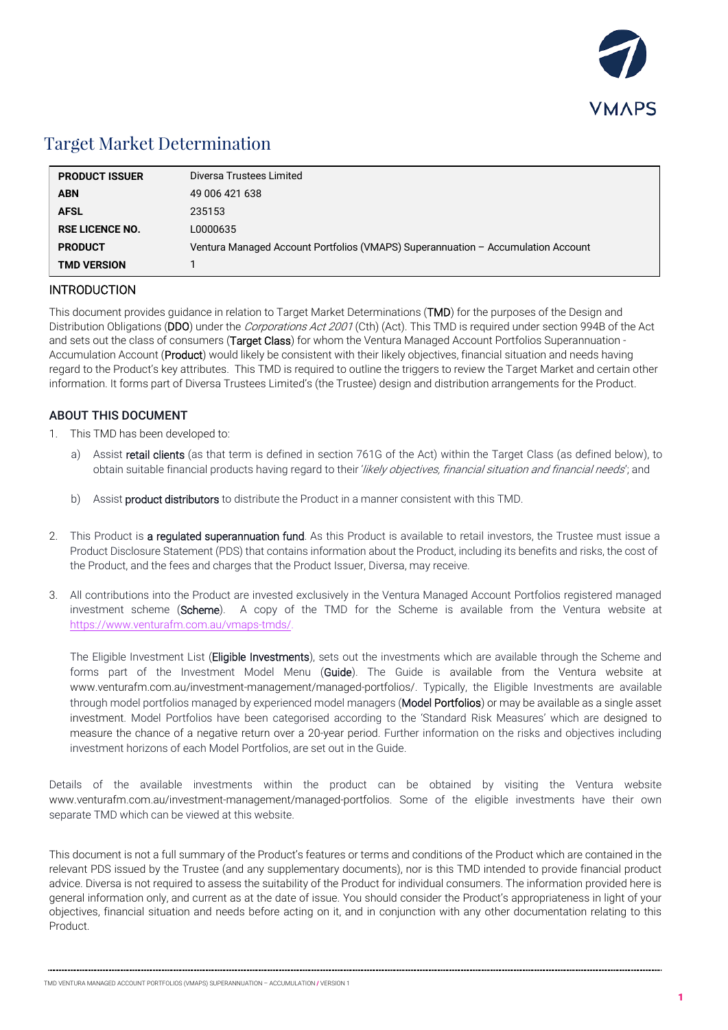# Target Market Determination

| | |
|---|---|
| **PRODUCT ISSUER** | Diversa Trustees Limited |
| **ABN** | 49 006 421 638 |
| **AFSL** | 235153 |
| **RSE LICENCE NO.** | L0000635 |
| **PRODUCT** | Ventura Managed Account Portfolios (VMAPS) Superannuation – Accumulation Account |
| **TMD VERSION** | 1 |

## INTRODUCTION

This document provides guidance in relation to Target Market Determinations (**TMD**) for the purposes of the Design and Distribution Obligations (**DDO**) under the *Corporations Act 2001* (Cth) (Act). This TMD is required under section 994B of the Act and sets out the class of consumers (**Target Class**) for whom the Ventura Managed Account Portfolios Superannuation - Accumulation Account (**Product**) would likely be consistent with their likely objectives, financial situation and needs having regard to the Product's key attributes. This TMD is required to outline the triggers to review the Target Market and certain other information. It forms part of Diversa Trustees Limited's (the Trustee) design and distribution arrangements for the Product.

## ABOUT THIS DOCUMENT

1. This TMD has been developed to:

   a) Assist **retail clients** (as that term is defined in section 761G of the Act) within the Target Class (as defined below), to obtain suitable financial products having regard to their '*likely objectives, financial situation and financial needs*'; and

   b) Assist **product distributors** to distribute the Product in a manner consistent with this TMD.

2. This Product is **a regulated superannuation fund**. As this Product is available to retail investors, the Trustee must issue a Product Disclosure Statement (PDS) that contains information about the Product, including its benefits and risks, the cost of the Product, and the fees and charges that the Product Issuer, Diversa, may receive.

3. All contributions into the Product are invested exclusively in the Ventura Managed Account Portfolios registered managed investment scheme (**Scheme**). A copy of the TMD for the Scheme is available from the Ventura website at https://www.venturafm.com.au/vmaps-tmds/.

   The Eligible Investment List (**Eligible Investments**), sets out the investments which are available through the Scheme and forms part of the Investment Model Menu (**Guide**). The Guide is available from the Ventura website at www.venturafm.com.au/investment-management/managed-portfolios/. Typically, the Eligible Investments are available through model portfolios managed by experienced model managers (**Model Portfolios**) or may be available as a single asset investment. Model Portfolios have been categorised according to the 'Standard Risk Measures' which are designed to measure the chance of a negative return over a 20-year period. Further information on the risks and objectives including investment horizons of each Model Portfolios, are set out in the Guide.

Details of the available investments within the product can be obtained by visiting the Ventura website www.venturafm.com.au/investment-management/managed-portfolios. Some of the eligible investments have their own separate TMD which can be viewed at this website.

This document is not a full summary of the Product's features or terms and conditions of the Product which are contained in the relevant PDS issued by the Trustee (and any supplementary documents), nor is this TMD intended to provide financial product advice. Diversa is not required to assess the suitability of the Product for individual consumers. The information provided here is general information only, and current as at the date of issue. You should consider the Product's appropriateness in light of your objectives, financial situation and needs before acting on it, and in conjunction with any other documentation relating to this Product.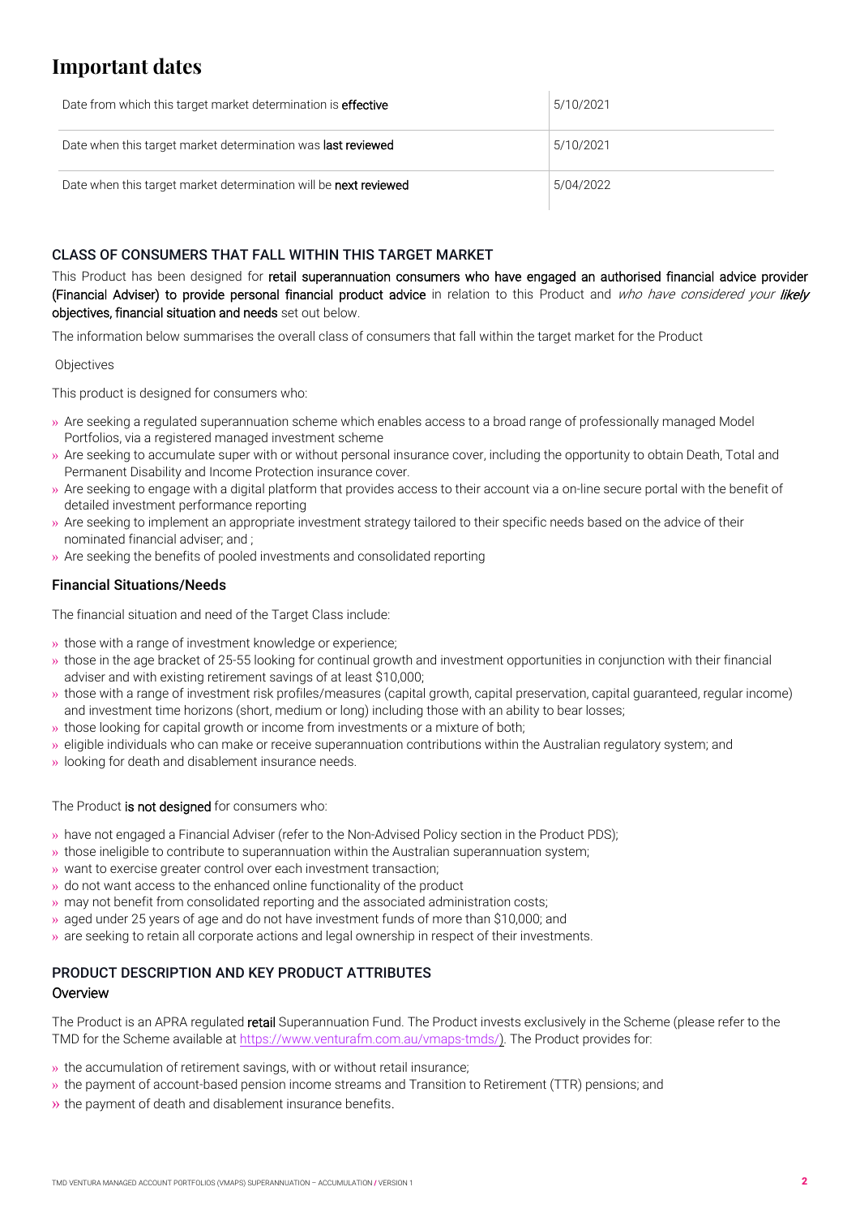# Important dates

| Date from which this target market determination is **effective** | 5/10/2021 |
| --- | --- |
| Date when this target market determination was **last reviewed** | 5/10/2021 |
| Date when this target market determination will be **next reviewed** | 5/04/2022 |

## CLASS OF CONSUMERS THAT FALL WITHIN THIS TARGET MARKET

This Product has been designed for **retail superannuation consumers who have engaged an authorised financial advice provider (Financial Adviser) to provide personal financial product advice** in relation to this Product and *who have considered your* ***likely*** **objectives, financial situation and needs** set out below.

The information below summarises the overall class of consumers that fall within the target market for the Product

Objectives

This product is designed for consumers who:

- Are seeking a regulated superannuation scheme which enables access to a broad range of professionally managed Model Portfolios, via a registered managed investment scheme
- Are seeking to accumulate super with or without personal insurance cover, including the opportunity to obtain Death, Total and Permanent Disability and Income Protection insurance cover.
- Are seeking to engage with a digital platform that provides access to their account via a on-line secure portal with the benefit of detailed investment performance reporting
- Are seeking to implement an appropriate investment strategy tailored to their specific needs based on the advice of their nominated financial adviser; and ;
- Are seeking the benefits of pooled investments and consolidated reporting

### Financial Situations/Needs

The financial situation and need of the Target Class include:

- those with a range of investment knowledge or experience;
- those in the age bracket of 25-55 looking for continual growth and investment opportunities in conjunction with their financial adviser and with existing retirement savings of at least $10,000;
- those with a range of investment risk profiles/measures (capital growth, capital preservation, capital guaranteed, regular income) and investment time horizons (short, medium or long) including those with an ability to bear losses;
- those looking for capital growth or income from investments or a mixture of both;
- eligible individuals who can make or receive superannuation contributions within the Australian regulatory system; and
- looking for death and disablement insurance needs.

The Product **is not designed** for consumers who:

- have not engaged a Financial Adviser (refer to the Non-Advised Policy section in the Product PDS);
- those ineligible to contribute to superannuation within the Australian superannuation system;
- want to exercise greater control over each investment transaction;
- do not want access to the enhanced online functionality of the product
- may not benefit from consolidated reporting and the associated administration costs;
- aged under 25 years of age and do not have investment funds of more than $10,000; and
- are seeking to retain all corporate actions and legal ownership in respect of their investments.

## PRODUCT DESCRIPTION AND KEY PRODUCT ATTRIBUTES

### Overview

The Product is an APRA regulated **retail** Superannuation Fund. The Product invests exclusively in the Scheme (please refer to the TMD for the Scheme available at https://www.venturafm.com.au/vmaps-tmds/). The Product provides for:

- the accumulation of retirement savings, with or without retail insurance;
- the payment of account-based pension income streams and Transition to Retirement (TTR) pensions; and
- the payment of death and disablement insurance benefits.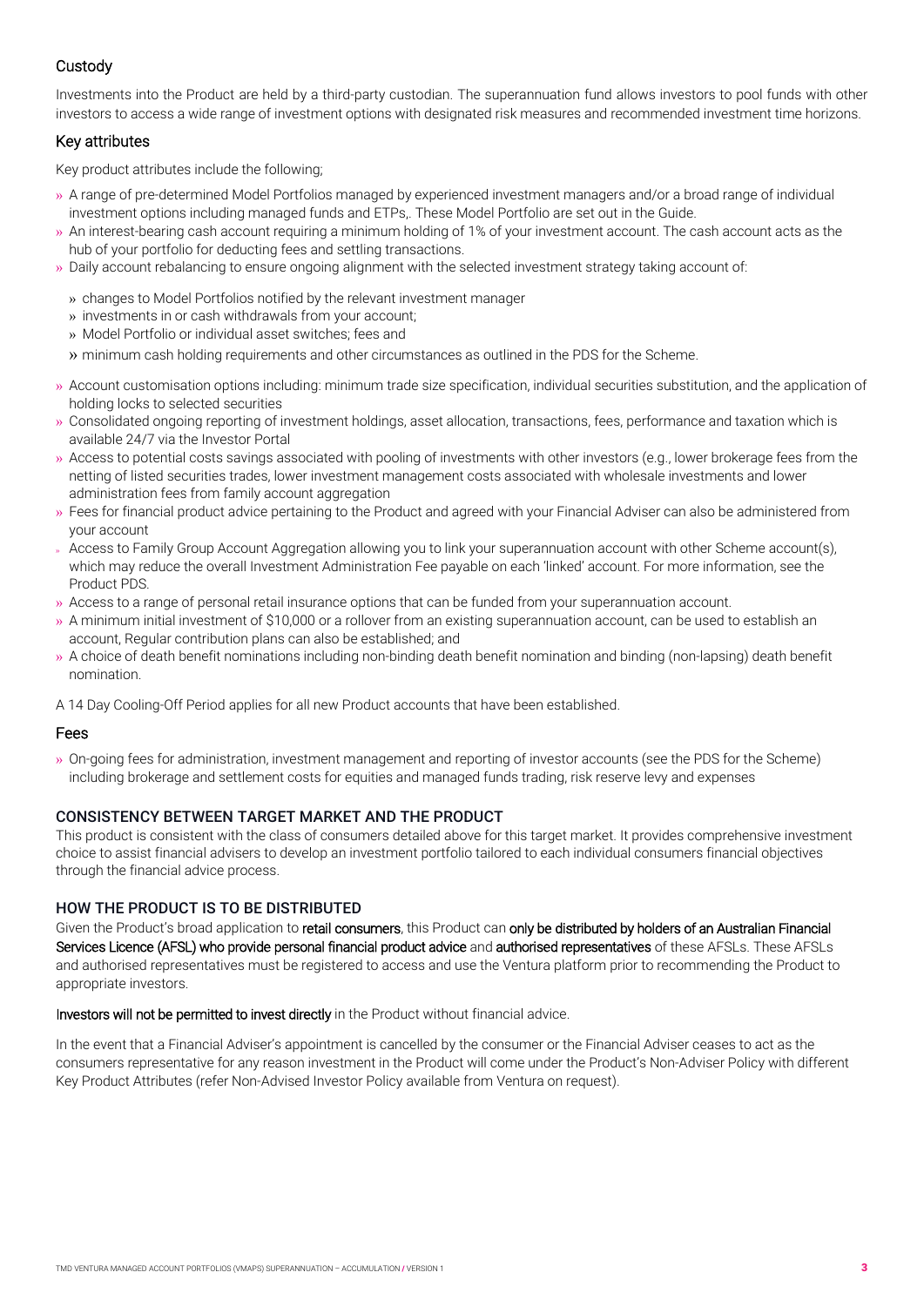## Custody

Investments into the Product are held by a third-party custodian. The superannuation fund allows investors to pool funds with other investors to access a wide range of investment options with designated risk measures and recommended investment time horizons.

## Key attributes

Key product attributes include the following;

- A range of pre-determined Model Portfolios managed by experienced investment managers and/or a broad range of individual investment options including managed funds and ETPs,. These Model Portfolio are set out in the Guide.
- An interest-bearing cash account requiring a minimum holding of 1% of your investment account. The cash account acts as the hub of your portfolio for deducting fees and settling transactions.
- Daily account rebalancing to ensure ongoing alignment with the selected investment strategy taking account of:
  - changes to Model Portfolios notified by the relevant investment manager
  - investments in or cash withdrawals from your account;
  - Model Portfolio or individual asset switches; fees and
  - minimum cash holding requirements and other circumstances as outlined in the PDS for the Scheme.
- Account customisation options including: minimum trade size specification, individual securities substitution, and the application of holding locks to selected securities
- Consolidated ongoing reporting of investment holdings, asset allocation, transactions, fees, performance and taxation which is available 24/7 via the Investor Portal
- Access to potential costs savings associated with pooling of investments with other investors (e.g., lower brokerage fees from the netting of listed securities trades, lower investment management costs associated with wholesale investments and lower administration fees from family account aggregation
- Fees for financial product advice pertaining to the Product and agreed with your Financial Adviser can also be administered from your account
- Access to Family Group Account Aggregation allowing you to link your superannuation account with other Scheme account(s), which may reduce the overall Investment Administration Fee payable on each 'linked' account. For more information, see the Product PDS.
- Access to a range of personal retail insurance options that can be funded from your superannuation account.
- A minimum initial investment of $10,000 or a rollover from an existing superannuation account, can be used to establish an account, Regular contribution plans can also be established; and
- A choice of death benefit nominations including non-binding death benefit nomination and binding (non-lapsing) death benefit nomination.

A 14 Day Cooling-Off Period applies for all new Product accounts that have been established.

## Fees

- On-going fees for administration, investment management and reporting of investor accounts (see the PDS for the Scheme) including brokerage and settlement costs for equities and managed funds trading, risk reserve levy and expenses

## CONSISTENCY BETWEEN TARGET MARKET AND THE PRODUCT

This product is consistent with the class of consumers detailed above for this target market. It provides comprehensive investment choice to assist financial advisers to develop an investment portfolio tailored to each individual consumers financial objectives through the financial advice process.

## HOW THE PRODUCT IS TO BE DISTRIBUTED

Given the Product's broad application to **retail consumers**, this Product can **only be distributed by holders of an Australian Financial Services Licence (AFSL) who provide personal financial product advice** and **authorised representatives** of these AFSLs. These AFSLs and authorised representatives must be registered to access and use the Ventura platform prior to recommending the Product to appropriate investors.

**Investors will not be permitted to invest directly** in the Product without financial advice.

In the event that a Financial Adviser's appointment is cancelled by the consumer or the Financial Adviser ceases to act as the consumers representative for any reason investment in the Product will come under the Product's Non-Adviser Policy with different Key Product Attributes (refer Non-Advised Investor Policy available from Ventura on request).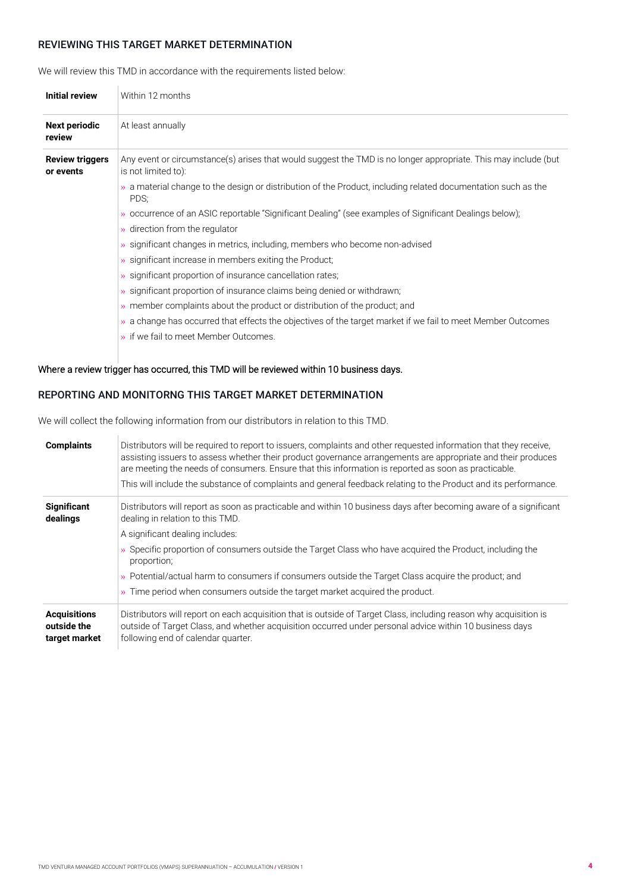## REVIEWING THIS TARGET MARKET DETERMINATION

We will review this TMD in accordance with the requirements listed below:

| | |
|---|---|
| **Initial review** | Within 12 months |
| **Next periodic review** | At least annually |
| **Review triggers or events** | Any event or circumstance(s) arises that would suggest the TMD is no longer appropriate. This may include (but is not limited to):<br>» a material change to the design or distribution of the Product, including related documentation such as the PDS;<br>» occurrence of an ASIC reportable "Significant Dealing" (see examples of Significant Dealings below);<br>» direction from the regulator<br>» significant changes in metrics, including, members who become non-advised<br>» significant increase in members exiting the Product;<br>» significant proportion of insurance cancellation rates;<br>» significant proportion of insurance claims being denied or withdrawn;<br>» member complaints about the product or distribution of the product; and<br>» a change has occurred that effects the objectives of the target market if we fail to meet Member Outcomes<br>» if we fail to meet Member Outcomes. |

Where a review trigger has occurred, this TMD will be reviewed within 10 business days.

## REPORTING AND MONITORNG THIS TARGET MARKET DETERMINATION

We will collect the following information from our distributors in relation to this TMD.

| | |
|---|---|
| **Complaints** | Distributors will be required to report to issuers, complaints and other requested information that they receive, assisting issuers to assess whether their product governance arrangements are appropriate and their produces are meeting the needs of consumers. Ensure that this information is reported as soon as practicable.<br>This will include the substance of complaints and general feedback relating to the Product and its performance. |
| **Significant dealings** | Distributors will report as soon as practicable and within 10 business days after becoming aware of a significant dealing in relation to this TMD.<br>A significant dealing includes:<br>» Specific proportion of consumers outside the Target Class who have acquired the Product, including the proportion;<br>» Potential/actual harm to consumers if consumers outside the Target Class acquire the product; and<br>» Time period when consumers outside the target market acquired the product. |
| **Acquisitions outside the target market** | Distributors will report on each acquisition that is outside of Target Class, including reason why acquisition is outside of Target Class, and whether acquisition occurred under personal advice within 10 business days following end of calendar quarter. |